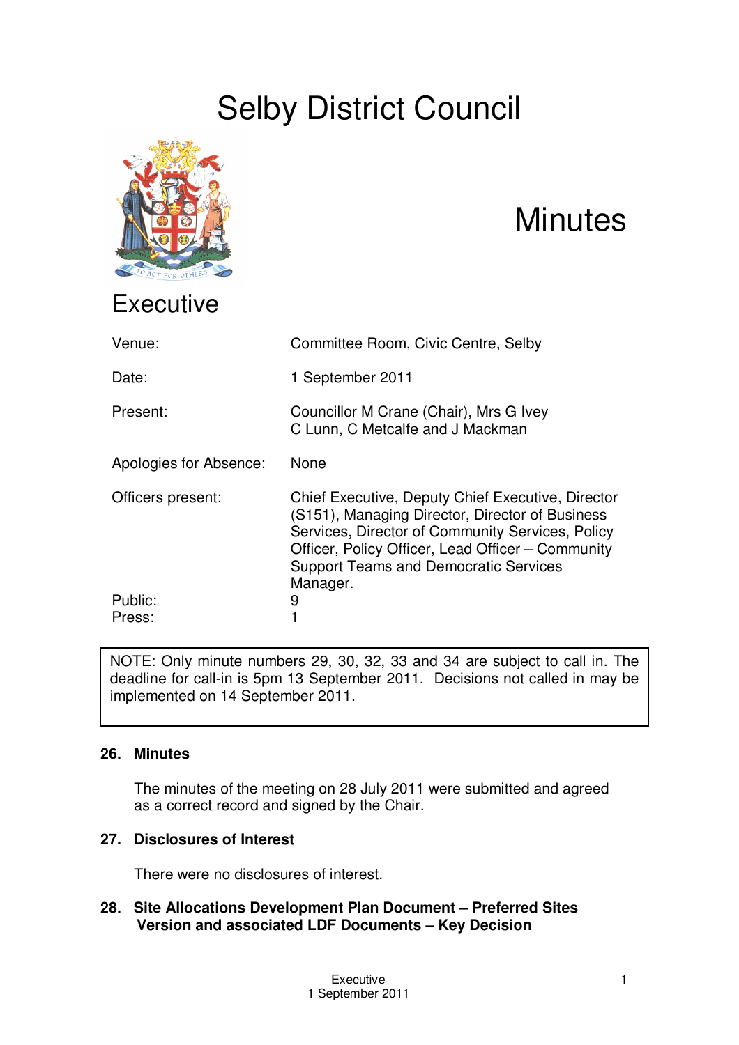# Selby District Council

# Minutes

## Executive

| | |
|---|---|
| Venue: | Committee Room, Civic Centre, Selby |
| Date: | 1 September 2011 |
| Present: | Councillor M Crane (Chair), Mrs G Ivey C Lunn, C Metcalfe and J Mackman |
| Apologies for Absence: | None |
| Officers present: | Chief Executive, Deputy Chief Executive, Director (S151), Managing Director, Director of Business Services, Director of Community Services, Policy Officer, Policy Officer, Lead Officer – Community Support Teams and Democratic Services Manager. |
| Public: | 9 |
| Press: | 1 |

NOTE: Only minute numbers 29, 30, 32, 33 and 34 are subject to call in. The deadline for call-in is 5pm 13 September 2011. Decisions not called in may be implemented on 14 September 2011.

### 26. Minutes

The minutes of the meeting on 28 July 2011 were submitted and agreed as a correct record and signed by the Chair.

### 27. Disclosures of Interest

There were no disclosures of interest.

### 28. Site Allocations Development Plan Document – Preferred Sites Version and associated LDF Documents – Key Decision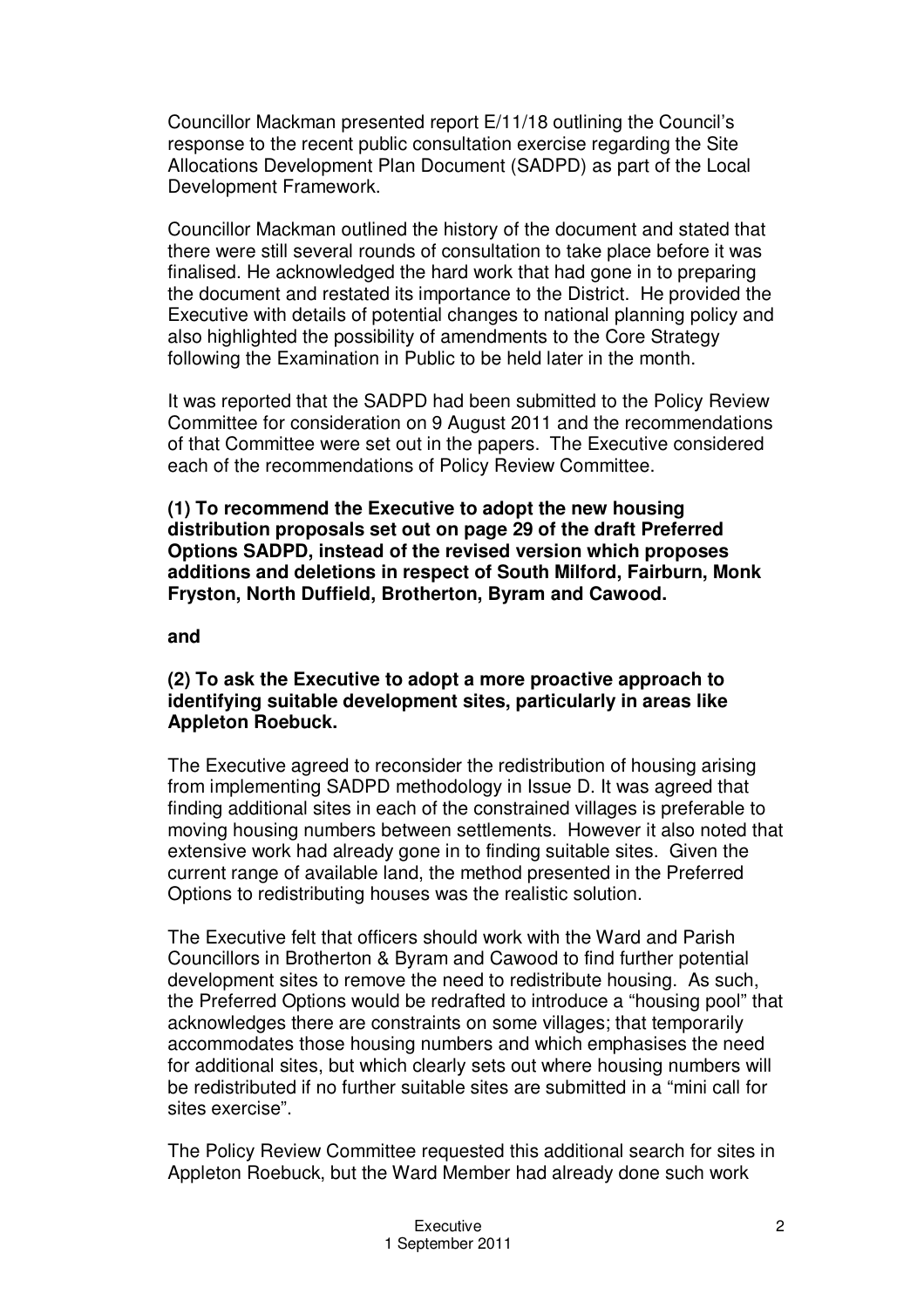Councillor Mackman presented report E/11/18 outlining the Council's response to the recent public consultation exercise regarding the Site Allocations Development Plan Document (SADPD) as part of the Local Development Framework.

Councillor Mackman outlined the history of the document and stated that there were still several rounds of consultation to take place before it was finalised. He acknowledged the hard work that had gone in to preparing the document and restated its importance to the District. He provided the Executive with details of potential changes to national planning policy and also highlighted the possibility of amendments to the Core Strategy following the Examination in Public to be held later in the month.

It was reported that the SADPD had been submitted to the Policy Review Committee for consideration on 9 August 2011 and the recommendations of that Committee were set out in the papers. The Executive considered each of the recommendations of Policy Review Committee.

**(1) To recommend the Executive to adopt the new housing distribution proposals set out on page 29 of the draft Preferred Options SADPD, instead of the revised version which proposes additions and deletions in respect of South Milford, Fairburn, Monk Fryston, North Duffield, Brotherton, Byram and Cawood.**

**and**

**(2) To ask the Executive to adopt a more proactive approach to identifying suitable development sites, particularly in areas like Appleton Roebuck.**

The Executive agreed to reconsider the redistribution of housing arising from implementing SADPD methodology in Issue D. It was agreed that finding additional sites in each of the constrained villages is preferable to moving housing numbers between settlements. However it also noted that extensive work had already gone in to finding suitable sites. Given the current range of available land, the method presented in the Preferred Options to redistributing houses was the realistic solution.

The Executive felt that officers should work with the Ward and Parish Councillors in Brotherton & Byram and Cawood to find further potential development sites to remove the need to redistribute housing. As such, the Preferred Options would be redrafted to introduce a "housing pool" that acknowledges there are constraints on some villages; that temporarily accommodates those housing numbers and which emphasises the need for additional sites, but which clearly sets out where housing numbers will be redistributed if no further suitable sites are submitted in a "mini call for sites exercise".

The Policy Review Committee requested this additional search for sites in Appleton Roebuck, but the Ward Member had already done such work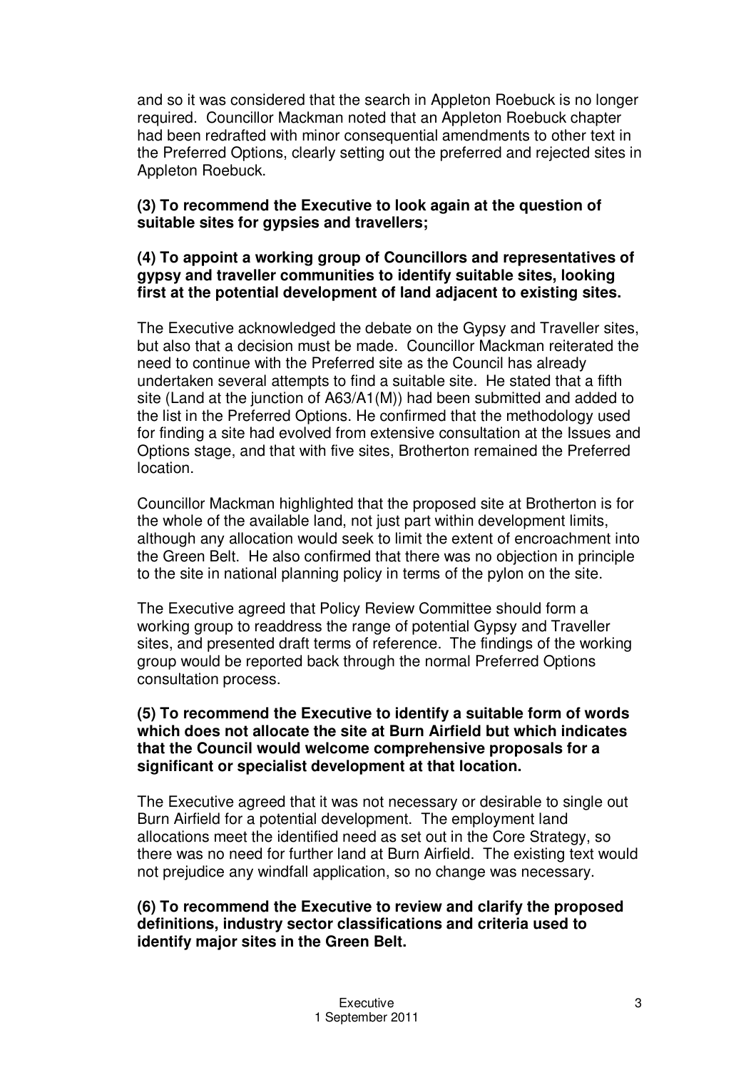and so it was considered that the search in Appleton Roebuck is no longer required. Councillor Mackman noted that an Appleton Roebuck chapter had been redrafted with minor consequential amendments to other text in the Preferred Options, clearly setting out the preferred and rejected sites in Appleton Roebuck.

**(3) To recommend the Executive to look again at the question of suitable sites for gypsies and travellers;**

**(4) To appoint a working group of Councillors and representatives of gypsy and traveller communities to identify suitable sites, looking first at the potential development of land adjacent to existing sites.**

The Executive acknowledged the debate on the Gypsy and Traveller sites, but also that a decision must be made. Councillor Mackman reiterated the need to continue with the Preferred site as the Council has already undertaken several attempts to find a suitable site. He stated that a fifth site (Land at the junction of A63/A1(M)) had been submitted and added to the list in the Preferred Options. He confirmed that the methodology used for finding a site had evolved from extensive consultation at the Issues and Options stage, and that with five sites, Brotherton remained the Preferred location.

Councillor Mackman highlighted that the proposed site at Brotherton is for the whole of the available land, not just part within development limits, although any allocation would seek to limit the extent of encroachment into the Green Belt. He also confirmed that there was no objection in principle to the site in national planning policy in terms of the pylon on the site.

The Executive agreed that Policy Review Committee should form a working group to readdress the range of potential Gypsy and Traveller sites, and presented draft terms of reference. The findings of the working group would be reported back through the normal Preferred Options consultation process.

**(5) To recommend the Executive to identify a suitable form of words which does not allocate the site at Burn Airfield but which indicates that the Council would welcome comprehensive proposals for a significant or specialist development at that location.**

The Executive agreed that it was not necessary or desirable to single out Burn Airfield for a potential development. The employment land allocations meet the identified need as set out in the Core Strategy, so there was no need for further land at Burn Airfield. The existing text would not prejudice any windfall application, so no change was necessary.

**(6) To recommend the Executive to review and clarify the proposed definitions, industry sector classifications and criteria used to identify major sites in the Green Belt.**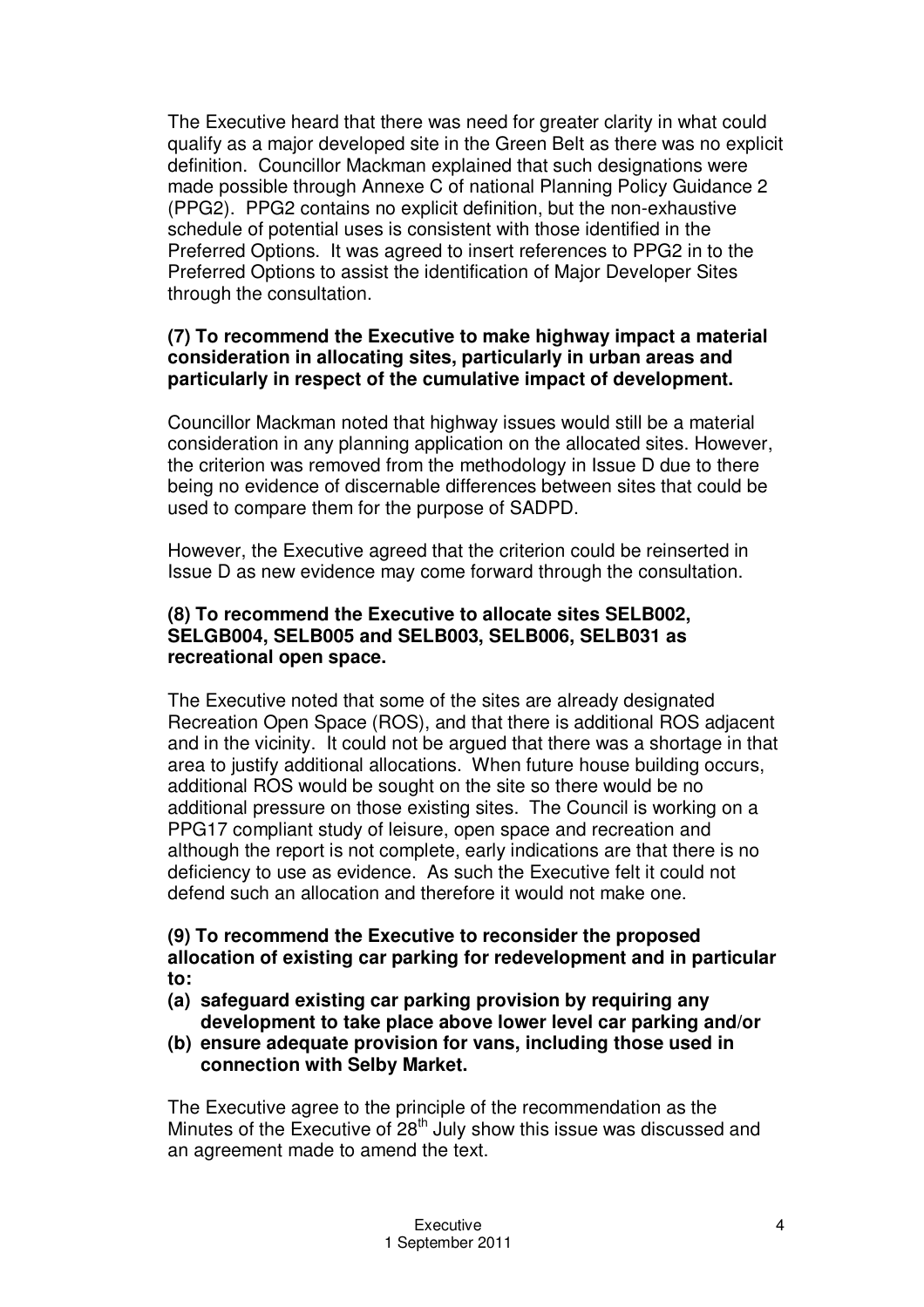The Executive heard that there was need for greater clarity in what could qualify as a major developed site in the Green Belt as there was no explicit definition. Councillor Mackman explained that such designations were made possible through Annexe C of national Planning Policy Guidance 2 (PPG2). PPG2 contains no explicit definition, but the non-exhaustive schedule of potential uses is consistent with those identified in the Preferred Options. It was agreed to insert references to PPG2 in to the Preferred Options to assist the identification of Major Developer Sites through the consultation.

**(7) To recommend the Executive to make highway impact a material consideration in allocating sites, particularly in urban areas and particularly in respect of the cumulative impact of development.**

Councillor Mackman noted that highway issues would still be a material consideration in any planning application on the allocated sites. However, the criterion was removed from the methodology in Issue D due to there being no evidence of discernable differences between sites that could be used to compare them for the purpose of SADPD.

However, the Executive agreed that the criterion could be reinserted in Issue D as new evidence may come forward through the consultation.

**(8) To recommend the Executive to allocate sites SELB002, SELGB004, SELB005 and SELB003, SELB006, SELB031 as recreational open space.**

The Executive noted that some of the sites are already designated Recreation Open Space (ROS), and that there is additional ROS adjacent and in the vicinity. It could not be argued that there was a shortage in that area to justify additional allocations. When future house building occurs, additional ROS would be sought on the site so there would be no additional pressure on those existing sites. The Council is working on a PPG17 compliant study of leisure, open space and recreation and although the report is not complete, early indications are that there is no deficiency to use as evidence. As such the Executive felt it could not defend such an allocation and therefore it would not make one.

**(9) To recommend the Executive to reconsider the proposed allocation of existing car parking for redevelopment and in particular to:**

**(a) safeguard existing car parking provision by requiring any development to take place above lower level car parking and/or**

**(b) ensure adequate provision for vans, including those used in connection with Selby Market.**

The Executive agree to the principle of the recommendation as the Minutes of the Executive of 28th July show this issue was discussed and an agreement made to amend the text.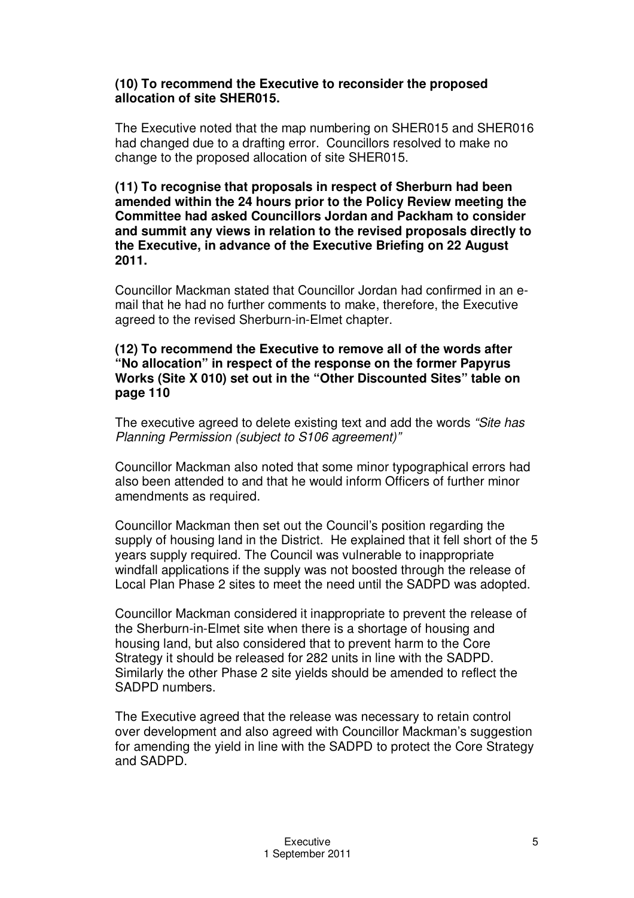**(10) To recommend the Executive to reconsider the proposed allocation of site SHER015.**

The Executive noted that the map numbering on SHER015 and SHER016 had changed due to a drafting error. Councillors resolved to make no change to the proposed allocation of site SHER015.

**(11) To recognise that proposals in respect of Sherburn had been amended within the 24 hours prior to the Policy Review meeting the Committee had asked Councillors Jordan and Packham to consider and summit any views in relation to the revised proposals directly to the Executive, in advance of the Executive Briefing on 22 August 2011.**

Councillor Mackman stated that Councillor Jordan had confirmed in an e-mail that he had no further comments to make, therefore, the Executive agreed to the revised Sherburn-in-Elmet chapter.

**(12) To recommend the Executive to remove all of the words after "No allocation" in respect of the response on the former Papyrus Works (Site X 010) set out in the "Other Discounted Sites" table on page 110**

The executive agreed to delete existing text and add the words *"Site has Planning Permission (subject to S106 agreement)"*

Councillor Mackman also noted that some minor typographical errors had also been attended to and that he would inform Officers of further minor amendments as required.

Councillor Mackman then set out the Council's position regarding the supply of housing land in the District. He explained that it fell short of the 5 years supply required. The Council was vulnerable to inappropriate windfall applications if the supply was not boosted through the release of Local Plan Phase 2 sites to meet the need until the SADPD was adopted.

Councillor Mackman considered it inappropriate to prevent the release of the Sherburn-in-Elmet site when there is a shortage of housing and housing land, but also considered that to prevent harm to the Core Strategy it should be released for 282 units in line with the SADPD. Similarly the other Phase 2 site yields should be amended to reflect the SADPD numbers.

The Executive agreed that the release was necessary to retain control over development and also agreed with Councillor Mackman's suggestion for amending the yield in line with the SADPD to protect the Core Strategy and SADPD.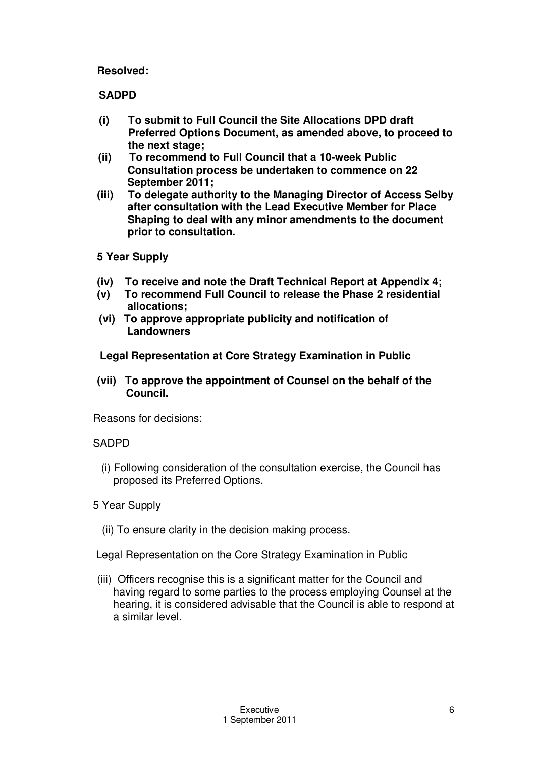**Resolved:**

**SADPD**

**(i) To submit to Full Council the Site Allocations DPD draft Preferred Options Document, as amended above, to proceed to the next stage;**

**(ii) To recommend to Full Council that a 10-week Public Consultation process be undertaken to commence on 22 September 2011;**

**(iii) To delegate authority to the Managing Director of Access Selby after consultation with the Lead Executive Member for Place Shaping to deal with any minor amendments to the document prior to consultation.**

**5 Year Supply**

**(iv) To receive and note the Draft Technical Report at Appendix 4;**

**(v) To recommend Full Council to release the Phase 2 residential allocations;**

**(vi) To approve appropriate publicity and notification of Landowners**

**Legal Representation at Core Strategy Examination in Public**

**(vii) To approve the appointment of Counsel on the behalf of the Council.**

Reasons for decisions:

SADPD

(i) Following consideration of the consultation exercise, the Council has proposed its Preferred Options.

5 Year Supply

(ii) To ensure clarity in the decision making process.

Legal Representation on the Core Strategy Examination in Public

(iii) Officers recognise this is a significant matter for the Council and having regard to some parties to the process employing Counsel at the hearing, it is considered advisable that the Council is able to respond at a similar level.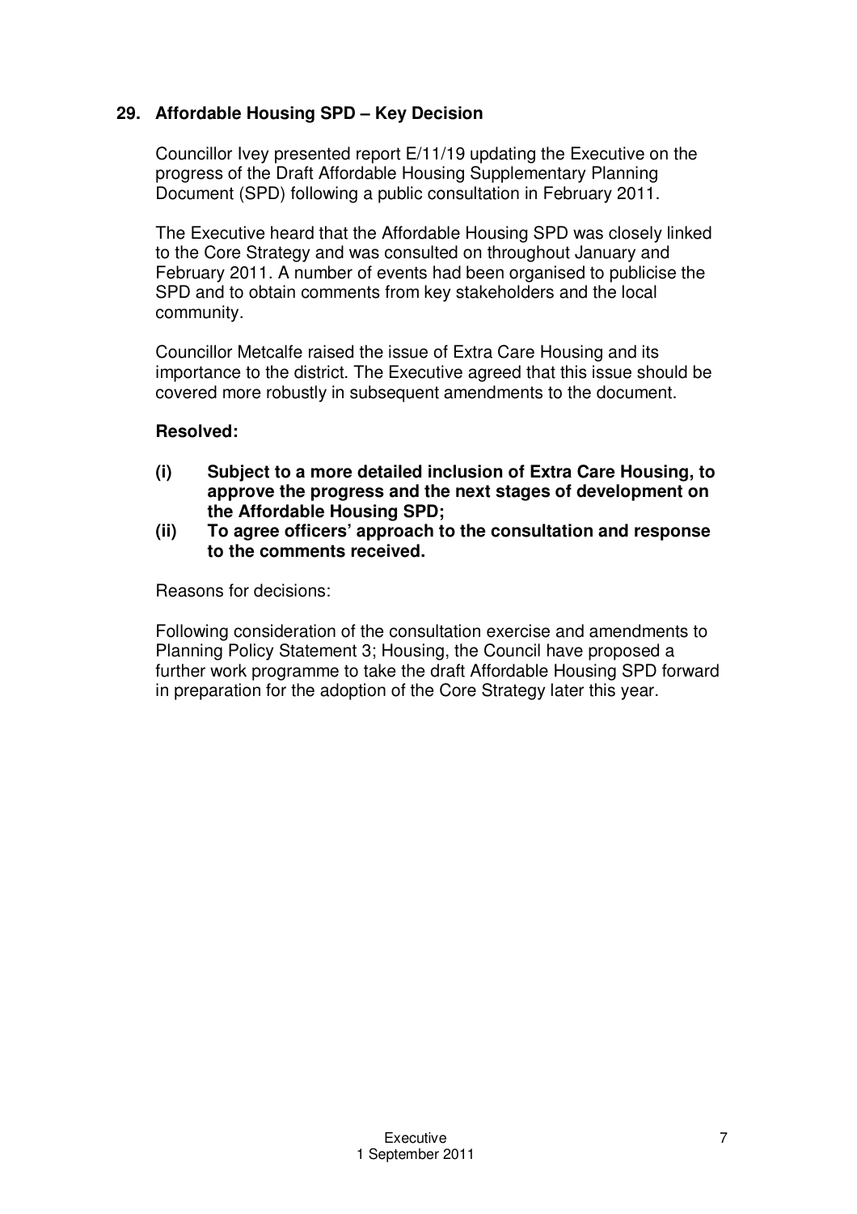## 29. Affordable Housing SPD – Key Decision

Councillor Ivey presented report E/11/19 updating the Executive on the progress of the Draft Affordable Housing Supplementary Planning Document (SPD) following a public consultation in February 2011.

The Executive heard that the Affordable Housing SPD was closely linked to the Core Strategy and was consulted on throughout January and February 2011. A number of events had been organised to publicise the SPD and to obtain comments from key stakeholders and the local community.

Councillor Metcalfe raised the issue of Extra Care Housing and its importance to the district. The Executive agreed that this issue should be covered more robustly in subsequent amendments to the document.

**Resolved:**

**(i) Subject to a more detailed inclusion of Extra Care Housing, to approve the progress and the next stages of development on the Affordable Housing SPD;**

**(ii) To agree officers' approach to the consultation and response to the comments received.**

Reasons for decisions:

Following consideration of the consultation exercise and amendments to Planning Policy Statement 3; Housing, the Council have proposed a further work programme to take the draft Affordable Housing SPD forward in preparation for the adoption of the Core Strategy later this year.